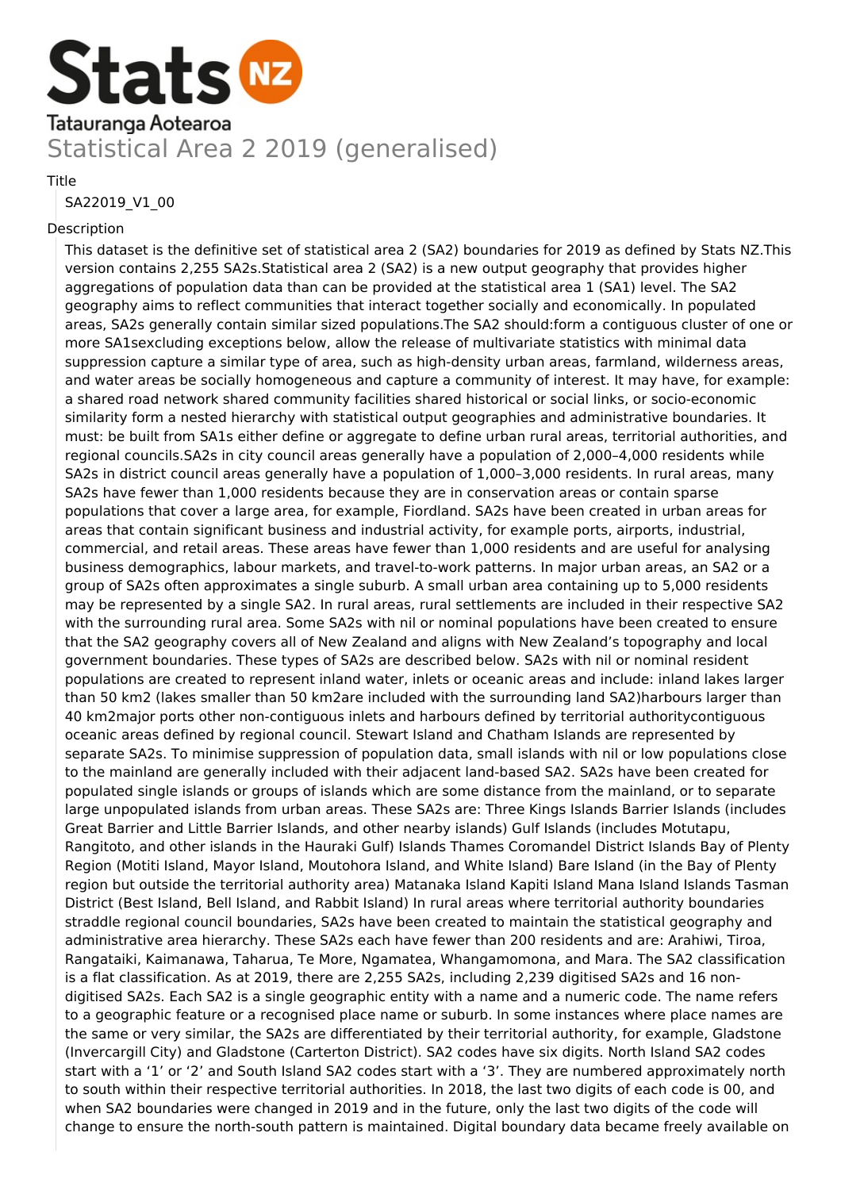Stats NZ

Tatauranga Aotearoa

# Statistical Area 2 2019 (generalised)

Title

SA22019_V1_00

Description

This dataset is the definitive set of statistical area 2 (SA2) boundaries for 2019 as defined by Stats NZ.This version contains 2,255 SA2s.Statistical area 2 (SA2) is a new output geography that provides higher aggregations of population data than can be provided at the statistical area 1 (SA1) level. The SA2 geography aims to reflect communities that interact together socially and economically. In populated areas, SA2s generally contain similar sized populations.The SA2 should:form a contiguous cluster of one or more SA1sexcluding exceptions below, allow the release of multivariate statistics with minimal data suppression capture a similar type of area, such as high-density urban areas, farmland, wilderness areas, and water areas be socially homogeneous and capture a community of interest. It may have, for example: a shared road network shared community facilities shared historical or social links, or socio-economic similarity form a nested hierarchy with statistical output geographies and administrative boundaries. It must: be built from SA1s either define or aggregate to define urban rural areas, territorial authorities, and regional councils.SA2s in city council areas generally have a population of 2,000–4,000 residents while SA2s in district council areas generally have a population of 1,000–3,000 residents. In rural areas, many SA2s have fewer than 1,000 residents because they are in conservation areas or contain sparse populations that cover a large area, for example, Fiordland. SA2s have been created in urban areas for areas that contain significant business and industrial activity, for example ports, airports, industrial, commercial, and retail areas. These areas have fewer than 1,000 residents and are useful for analysing business demographics, labour markets, and travel-to-work patterns. In major urban areas, an SA2 or a group of SA2s often approximates a single suburb. A small urban area containing up to 5,000 residents may be represented by a single SA2. In rural areas, rural settlements are included in their respective SA2 with the surrounding rural area. Some SA2s with nil or nominal populations have been created to ensure that the SA2 geography covers all of New Zealand and aligns with New Zealand's topography and local government boundaries. These types of SA2s are described below. SA2s with nil or nominal resident populations are created to represent inland water, inlets or oceanic areas and include: inland lakes larger than 50 km2 (lakes smaller than 50 km2are included with the surrounding land SA2)harbours larger than 40 km2major ports other non-contiguous inlets and harbours defined by territorial authoritycontiguous oceanic areas defined by regional council. Stewart Island and Chatham Islands are represented by separate SA2s. To minimise suppression of population data, small islands with nil or low populations close to the mainland are generally included with their adjacent land-based SA2. SA2s have been created for populated single islands or groups of islands which are some distance from the mainland, or to separate large unpopulated islands from urban areas. These SA2s are: Three Kings Islands Barrier Islands (includes Great Barrier and Little Barrier Islands, and other nearby islands) Gulf Islands (includes Motutapu, Rangitoto, and other islands in the Hauraki Gulf) Islands Thames Coromandel District Islands Bay of Plenty Region (Motiti Island, Mayor Island, Moutohora Island, and White Island) Bare Island (in the Bay of Plenty region but outside the territorial authority area) Matanaka Island Kapiti Island Mana Island Islands Tasman District (Best Island, Bell Island, and Rabbit Island) In rural areas where territorial authority boundaries straddle regional council boundaries, SA2s have been created to maintain the statistical geography and administrative area hierarchy. These SA2s each have fewer than 200 residents and are: Arahiwi, Tiroa, Rangataiki, Kaimanawa, Taharua, Te More, Ngamatea, Whangamomona, and Mara. The SA2 classification is a flat classification. As at 2019, there are 2,255 SA2s, including 2,239 digitised SA2s and 16 non-digitised SA2s. Each SA2 is a single geographic entity with a name and a numeric code. The name refers to a geographic feature or a recognised place name or suburb. In some instances where place names are the same or very similar, the SA2s are differentiated by their territorial authority, for example, Gladstone (Invercargill City) and Gladstone (Carterton District). SA2 codes have six digits. North Island SA2 codes start with a '1' or '2' and South Island SA2 codes start with a '3'. They are numbered approximately north to south within their respective territorial authorities. In 2018, the last two digits of each code is 00, and when SA2 boundaries were changed in 2019 and in the future, only the last two digits of the code will change to ensure the north-south pattern is maintained. Digital boundary data became freely available on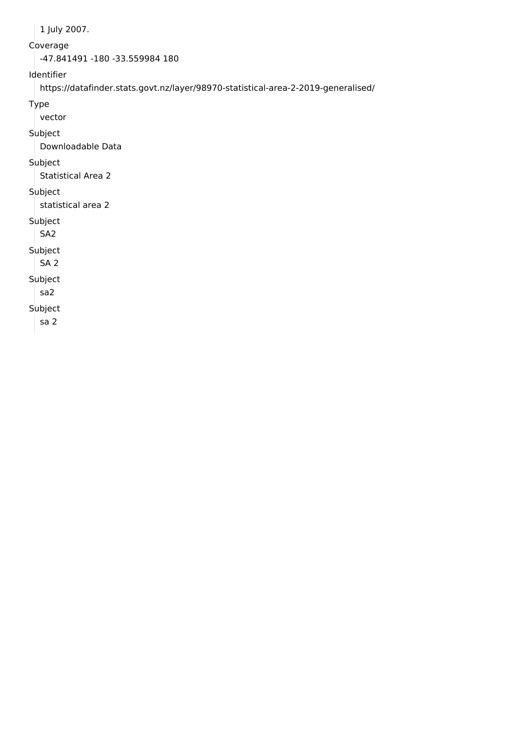1 July 2007.

Coverage

-47.841491 -180 -33.559984 180

Identifier

https://datafinder.stats.govt.nz/layer/98970-statistical-area-2-2019-generalised/

Type

vector

Subject

Downloadable Data

Subject

Statistical Area 2

Subject

statistical area 2

Subject

SA2

Subject

SA 2

Subject

sa2

Subject

sa 2